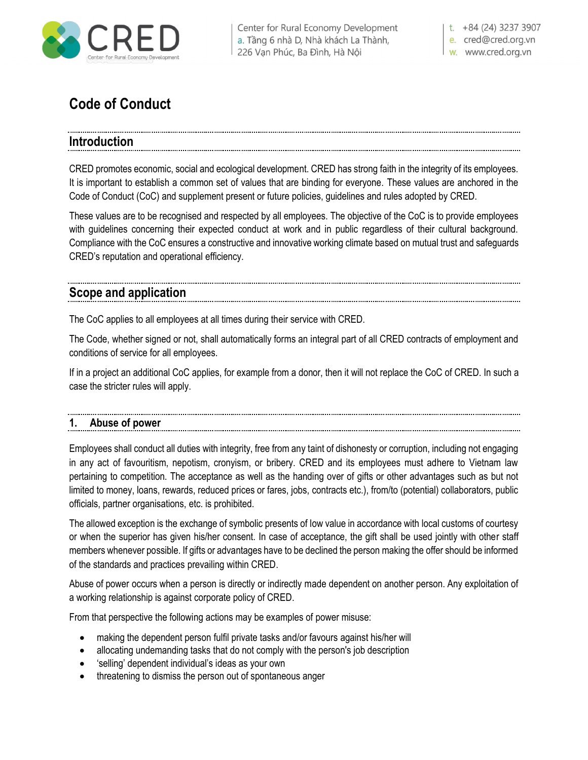# Code of Conduct

## Introduction

CRED promotes economic, social and ecological development. CRED has strong faith in the integrity of its employees. It is important to establish a common set of values that are binding for everyone. These values are anchored in the Code of Conduct (CoC) and supplement present or future policies, guidelines and rules adopted by CRED.

These values are to be recognised and respected by all employees. The objective of the CoC is to provide employees with guidelines concerning their expected conduct at work and in public regardless of their cultural background. Compliance with the CoC ensures a constructive and innovative working climate based on mutual trust and safeguards CRED's reputation and operational efficiency.

## Scope and application

The CoC applies to all employees at all times during their service with CRED.

The Code, whether signed or not, shall automatically forms an integral part of all CRED contracts of employment and conditions of service for all employees.

If in a project an additional CoC applies, for example from a donor, then it will not replace the CoC of CRED. In such a case the stricter rules will apply.

### 1. Abuse of power

Employees shall conduct all duties with integrity, free from any taint of dishonesty or corruption, including not engaging in any act of favouritism, nepotism, cronyism, or bribery. CRED and its employees must adhere to Vietnam law pertaining to competition. The acceptance as well as the handing over of gifts or other advantages such as but not limited to money, loans, rewards, reduced prices or fares, jobs, contracts etc.), from/to (potential) collaborators, public officials, partner organisations, etc. is prohibited.

The allowed exception is the exchange of symbolic presents of low value in accordance with local customs of courtesy or when the superior has given his/her consent. In case of acceptance, the gift shall be used jointly with other staff members whenever possible. If gifts or advantages have to be declined the person making the offer should be informed of the standards and practices prevailing within CRED.

Abuse of power occurs when a person is directly or indirectly made dependent on another person. Any exploitation of a working relationship is against corporate policy of CRED.

From that perspective the following actions may be examples of power misuse:

- making the dependent person fulfil private tasks and/or favours against his/her will
- allocating undemanding tasks that do not comply with the person's job description
- 'selling' dependent individual's ideas as your own
- threatening to dismiss the person out of spontaneous anger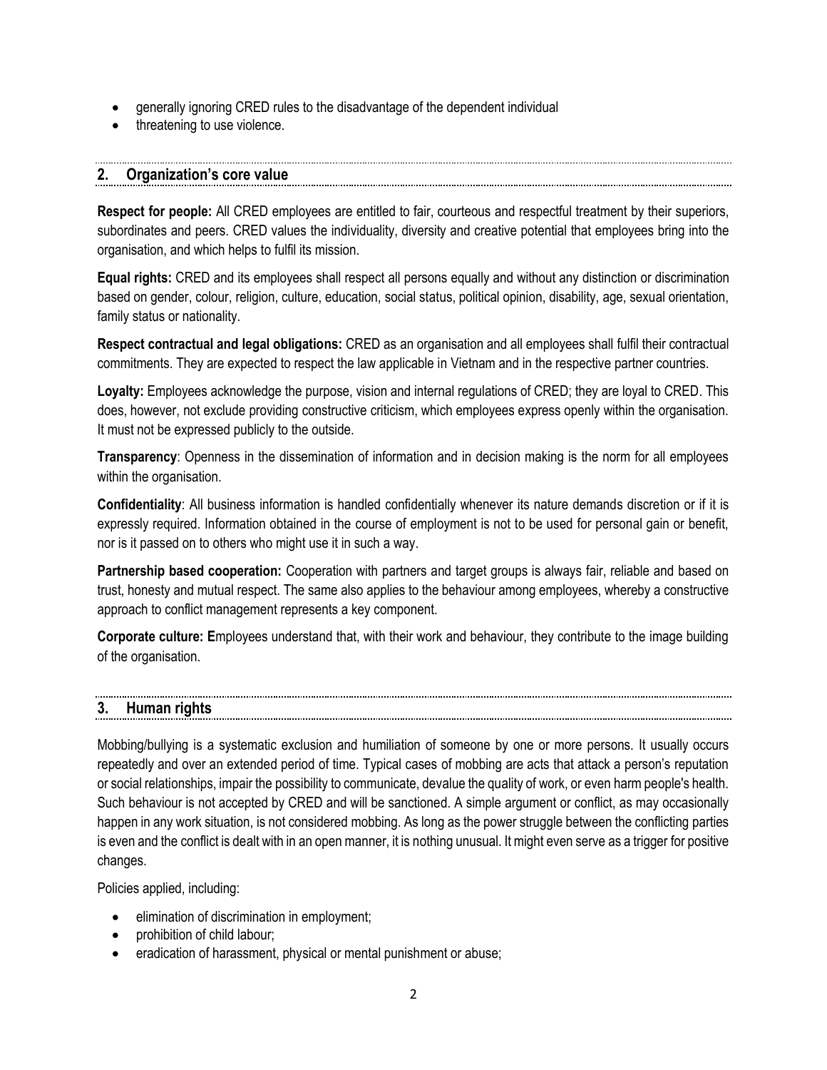- generally ignoring CRED rules to the disadvantage of the dependent individual
- threatening to use violence.

## 2. Organization's core value

**Respect for people:** All CRED employees are entitled to fair, courteous and respectful treatment by their superiors, subordinates and peers. CRED values the individuality, diversity and creative potential that employees bring into the organisation, and which helps to fulfil its mission.

**Equal rights:** CRED and its employees shall respect all persons equally and without any distinction or discrimination based on gender, colour, religion, culture, education, social status, political opinion, disability, age, sexual orientation, family status or nationality.

**Respect contractual and legal obligations:** CRED as an organisation and all employees shall fulfil their contractual commitments. They are expected to respect the law applicable in Vietnam and in the respective partner countries.

**Loyalty:** Employees acknowledge the purpose, vision and internal regulations of CRED; they are loyal to CRED. This does, however, not exclude providing constructive criticism, which employees express openly within the organisation. It must not be expressed publicly to the outside.

**Transparency**: Openness in the dissemination of information and in decision making is the norm for all employees within the organisation.

**Confidentiality**: All business information is handled confidentially whenever its nature demands discretion or if it is expressly required. Information obtained in the course of employment is not to be used for personal gain or benefit, nor is it passed on to others who might use it in such a way.

**Partnership based cooperation:** Cooperation with partners and target groups is always fair, reliable and based on trust, honesty and mutual respect. The same also applies to the behaviour among employees, whereby a constructive approach to conflict management represents a key component.

**Corporate culture: E**mployees understand that, with their work and behaviour, they contribute to the image building of the organisation.

## 3. Human rights

Mobbing/bullying is a systematic exclusion and humiliation of someone by one or more persons. It usually occurs repeatedly and over an extended period of time. Typical cases of mobbing are acts that attack a person's reputation or social relationships, impair the possibility to communicate, devalue the quality of work, or even harm people's health. Such behaviour is not accepted by CRED and will be sanctioned. A simple argument or conflict, as may occasionally happen in any work situation, is not considered mobbing. As long as the power struggle between the conflicting parties is even and the conflict is dealt with in an open manner, it is nothing unusual. It might even serve as a trigger for positive changes.

Policies applied, including:

- elimination of discrimination in employment;
- prohibition of child labour;
- eradication of harassment, physical or mental punishment or abuse;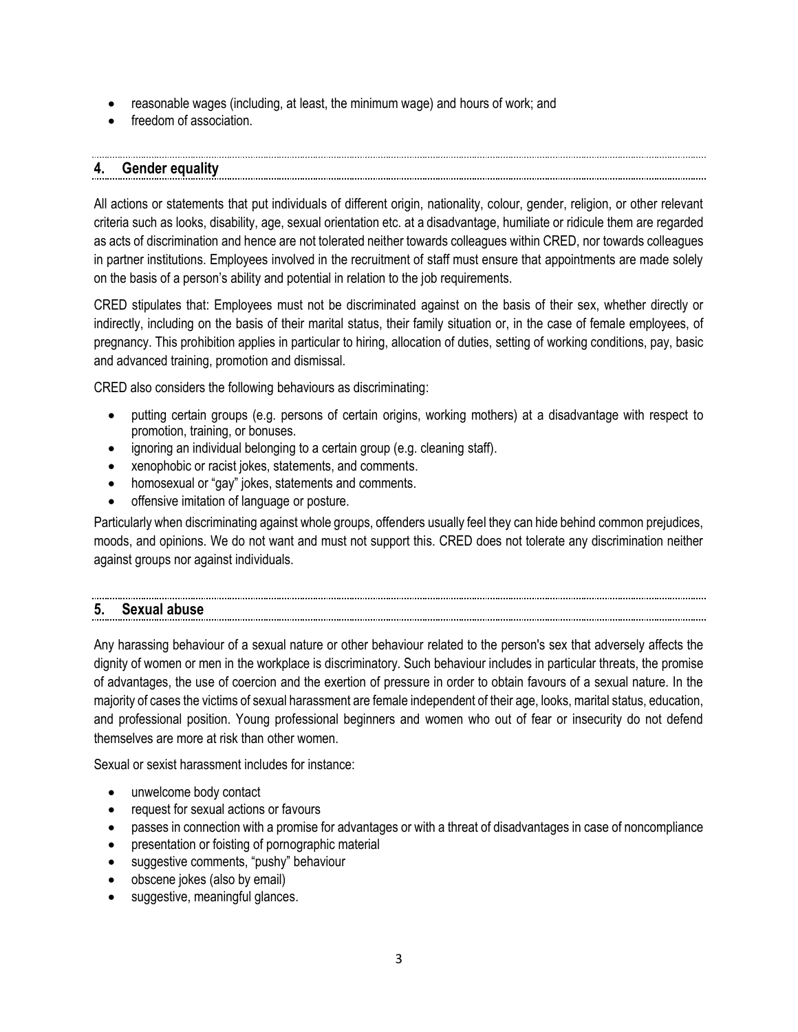- reasonable wages (including, at least, the minimum wage) and hours of work; and
- freedom of association.

## 4. Gender equality

All actions or statements that put individuals of different origin, nationality, colour, gender, religion, or other relevant criteria such as looks, disability, age, sexual orientation etc. at a disadvantage, humiliate or ridicule them are regarded as acts of discrimination and hence are not tolerated neither towards colleagues within CRED, nor towards colleagues in partner institutions. Employees involved in the recruitment of staff must ensure that appointments are made solely on the basis of a person's ability and potential in relation to the job requirements.

CRED stipulates that: Employees must not be discriminated against on the basis of their sex, whether directly or indirectly, including on the basis of their marital status, their family situation or, in the case of female employees, of pregnancy. This prohibition applies in particular to hiring, allocation of duties, setting of working conditions, pay, basic and advanced training, promotion and dismissal.

CRED also considers the following behaviours as discriminating:

- putting certain groups (e.g. persons of certain origins, working mothers) at a disadvantage with respect to promotion, training, or bonuses.
- ignoring an individual belonging to a certain group (e.g. cleaning staff).
- xenophobic or racist jokes, statements, and comments.
- homosexual or "gay" jokes, statements and comments.
- offensive imitation of language or posture.

Particularly when discriminating against whole groups, offenders usually feel they can hide behind common prejudices, moods, and opinions. We do not want and must not support this. CRED does not tolerate any discrimination neither against groups nor against individuals.

## 5. Sexual abuse

Any harassing behaviour of a sexual nature or other behaviour related to the person's sex that adversely affects the dignity of women or men in the workplace is discriminatory. Such behaviour includes in particular threats, the promise of advantages, the use of coercion and the exertion of pressure in order to obtain favours of a sexual nature. In the majority of cases the victims of sexual harassment are female independent of their age, looks, marital status, education, and professional position. Young professional beginners and women who out of fear or insecurity do not defend themselves are more at risk than other women.

Sexual or sexist harassment includes for instance:

- unwelcome body contact
- request for sexual actions or favours
- passes in connection with a promise for advantages or with a threat of disadvantages in case of noncompliance
- presentation or foisting of pornographic material
- suggestive comments, "pushy" behaviour
- obscene jokes (also by email)
- suggestive, meaningful glances.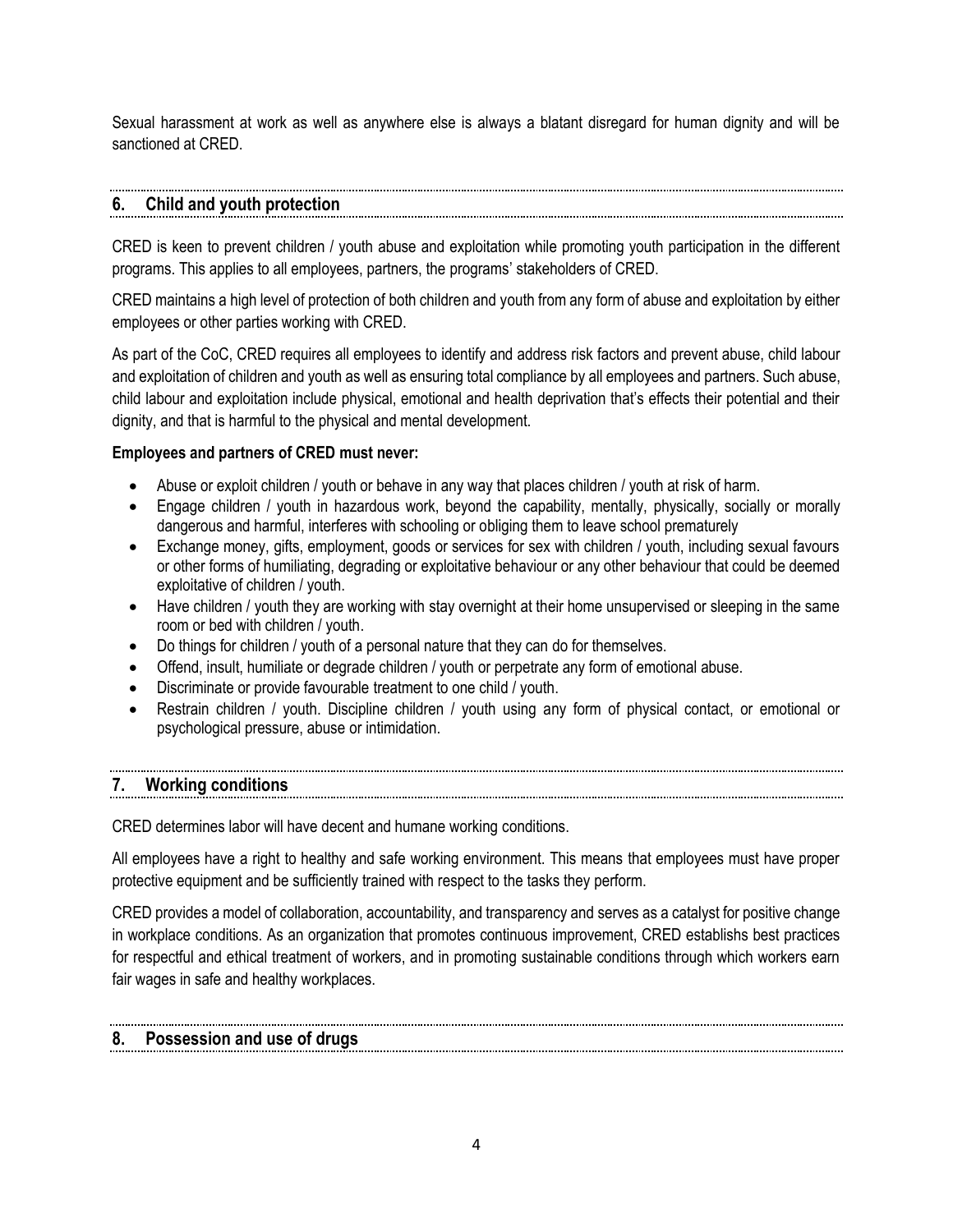Sexual harassment at work as well as anywhere else is always a blatant disregard for human dignity and will be sanctioned at CRED.

## 6. Child and youth protection

CRED is keen to prevent children / youth abuse and exploitation while promoting youth participation in the different programs. This applies to all employees, partners, the programs' stakeholders of CRED.

CRED maintains a high level of protection of both children and youth from any form of abuse and exploitation by either employees or other parties working with CRED.

As part of the CoC, CRED requires all employees to identify and address risk factors and prevent abuse, child labour and exploitation of children and youth as well as ensuring total compliance by all employees and partners. Such abuse, child labour and exploitation include physical, emotional and health deprivation that's effects their potential and their dignity, and that is harmful to the physical and mental development.

**Employees and partners of CRED must never:**

- Abuse or exploit children / youth or behave in any way that places children / youth at risk of harm.
- Engage children / youth in hazardous work, beyond the capability, mentally, physically, socially or morally dangerous and harmful, interferes with schooling or obliging them to leave school prematurely
- Exchange money, gifts, employment, goods or services for sex with children / youth, including sexual favours or other forms of humiliating, degrading or exploitative behaviour or any other behaviour that could be deemed exploitative of children / youth.
- Have children / youth they are working with stay overnight at their home unsupervised or sleeping in the same room or bed with children / youth.
- Do things for children / youth of a personal nature that they can do for themselves.
- Offend, insult, humiliate or degrade children / youth or perpetrate any form of emotional abuse.
- Discriminate or provide favourable treatment to one child / youth.
- Restrain children / youth. Discipline children / youth using any form of physical contact, or emotional or psychological pressure, abuse or intimidation.

## 7. Working conditions

CRED determines labor will have decent and humane working conditions.

All employees have a right to healthy and safe working environment. This means that employees must have proper protective equipment and be sufficiently trained with respect to the tasks they perform.

CRED provides a model of collaboration, accountability, and transparency and serves as a catalyst for positive change in workplace conditions. As an organization that promotes continuous improvement, CRED establishs best practices for respectful and ethical treatment of workers, and in promoting sustainable conditions through which workers earn fair wages in safe and healthy workplaces.

## 8. Possession and use of drugs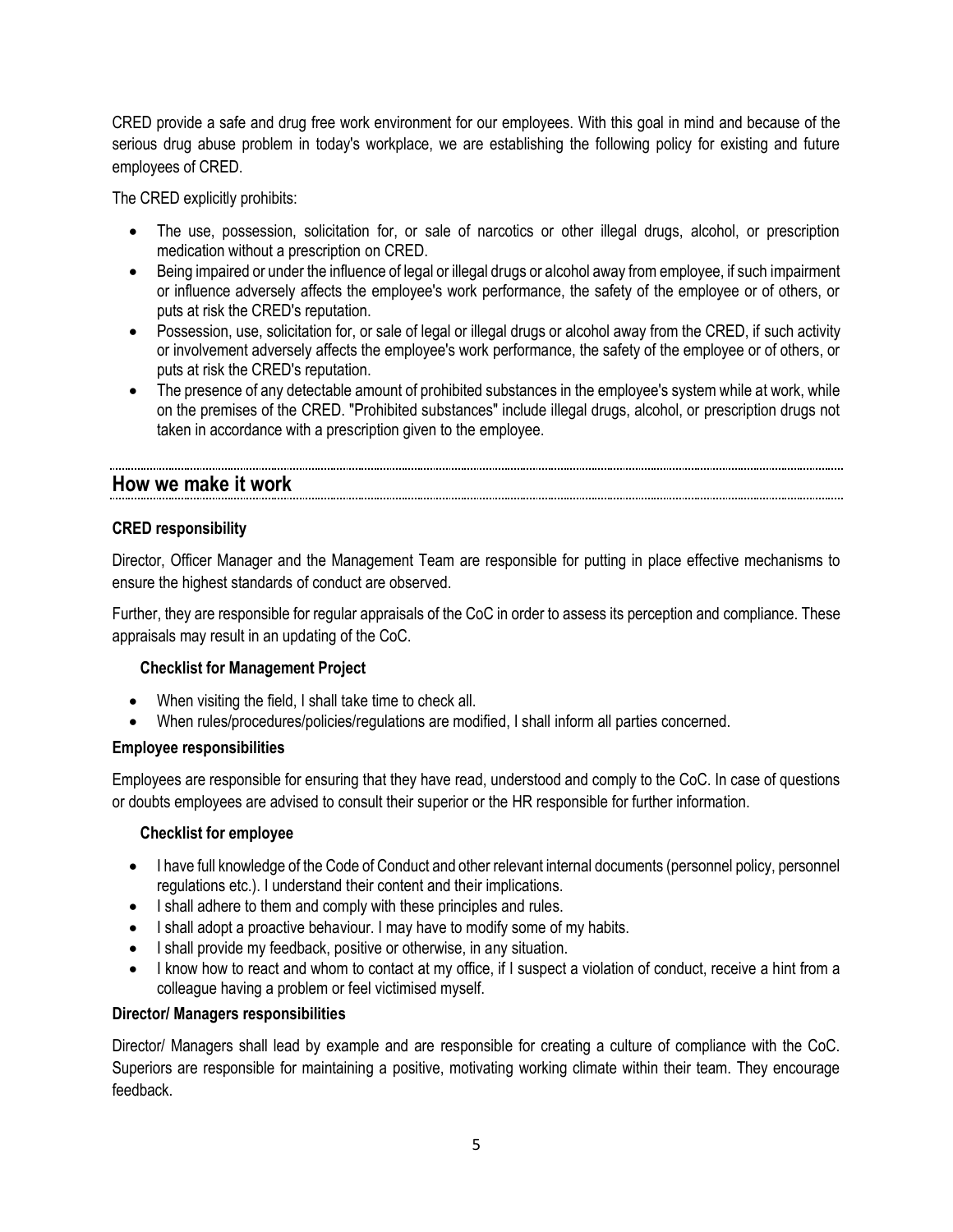CRED provide a safe and drug free work environment for our employees. With this goal in mind and because of the serious drug abuse problem in today's workplace, we are establishing the following policy for existing and future employees of CRED.

The CRED explicitly prohibits:

- The use, possession, solicitation for, or sale of narcotics or other illegal drugs, alcohol, or prescription medication without a prescription on CRED.
- Being impaired or under the influence of legal or illegal drugs or alcohol away from employee, if such impairment or influence adversely affects the employee's work performance, the safety of the employee or of others, or puts at risk the CRED's reputation.
- Possession, use, solicitation for, or sale of legal or illegal drugs or alcohol away from the CRED, if such activity or involvement adversely affects the employee's work performance, the safety of the employee or of others, or puts at risk the CRED's reputation.
- The presence of any detectable amount of prohibited substances in the employee's system while at work, while on the premises of the CRED. "Prohibited substances" include illegal drugs, alcohol, or prescription drugs not taken in accordance with a prescription given to the employee.

## How we make it work

**CRED responsibility**

Director, Officer Manager and the Management Team are responsible for putting in place effective mechanisms to ensure the highest standards of conduct are observed.

Further, they are responsible for regular appraisals of the CoC in order to assess its perception and compliance. These appraisals may result in an updating of the CoC.

**Checklist for Management Project**

- When visiting the field, I shall take time to check all.
- When rules/procedures/policies/regulations are modified, I shall inform all parties concerned.

**Employee responsibilities**

Employees are responsible for ensuring that they have read, understood and comply to the CoC. In case of questions or doubts employees are advised to consult their superior or the HR responsible for further information.

**Checklist for employee**

- I have full knowledge of the Code of Conduct and other relevant internal documents (personnel policy, personnel regulations etc.). I understand their content and their implications.
- I shall adhere to them and comply with these principles and rules.
- I shall adopt a proactive behaviour. I may have to modify some of my habits.
- I shall provide my feedback, positive or otherwise, in any situation.
- I know how to react and whom to contact at my office, if I suspect a violation of conduct, receive a hint from a colleague having a problem or feel victimised myself.

**Director/ Managers responsibilities**

Director/ Managers shall lead by example and are responsible for creating a culture of compliance with the CoC. Superiors are responsible for maintaining a positive, motivating working climate within their team. They encourage feedback.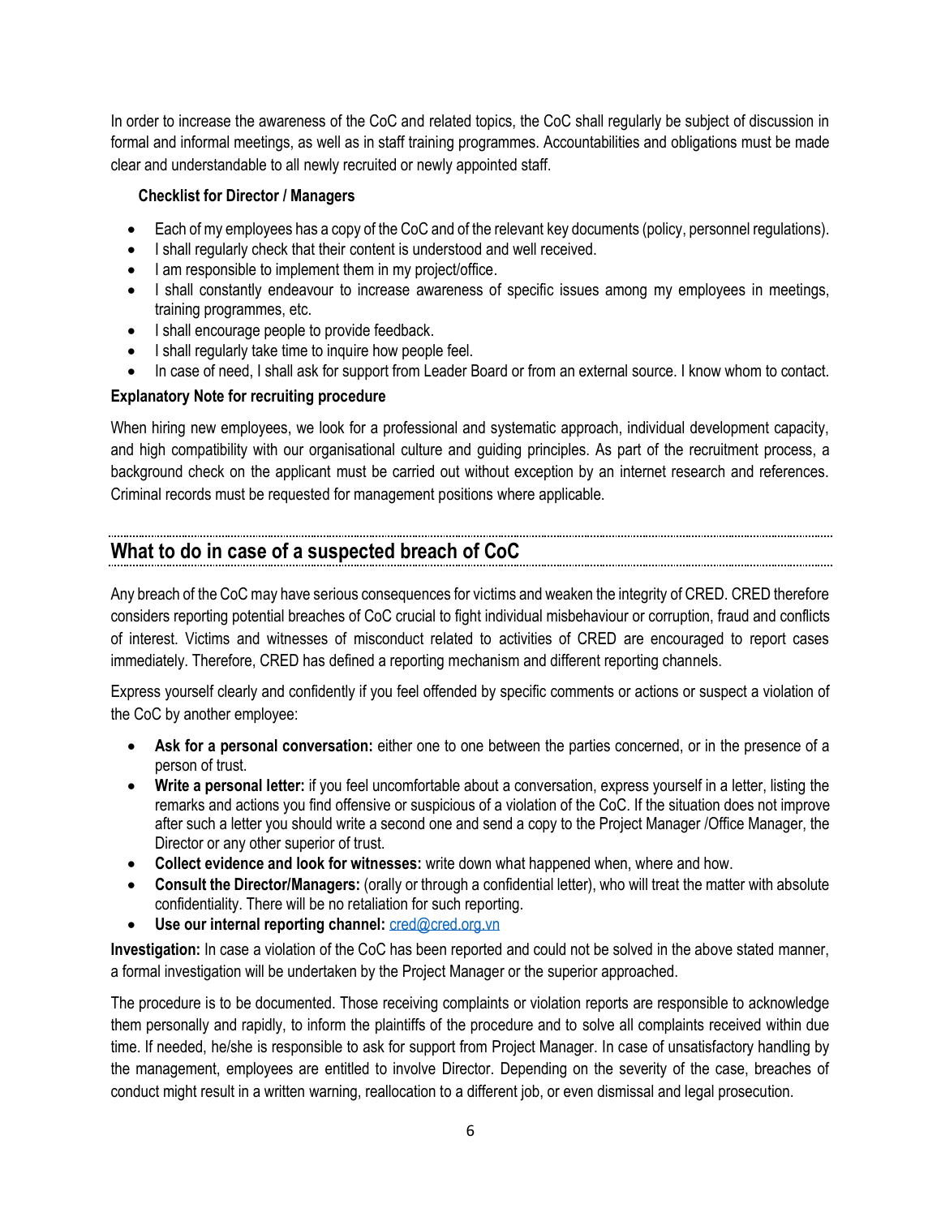In order to increase the awareness of the CoC and related topics, the CoC shall regularly be subject of discussion in formal and informal meetings, as well as in staff training programmes. Accountabilities and obligations must be made clear and understandable to all newly recruited or newly appointed staff.

**Checklist for Director / Managers**

- Each of my employees has a copy of the CoC and of the relevant key documents (policy, personnel regulations).
- I shall regularly check that their content is understood and well received.
- I am responsible to implement them in my project/office.
- I shall constantly endeavour to increase awareness of specific issues among my employees in meetings, training programmes, etc.
- I shall encourage people to provide feedback.
- I shall regularly take time to inquire how people feel.
- In case of need, I shall ask for support from Leader Board or from an external source. I know whom to contact.

**Explanatory Note for recruiting procedure**

When hiring new employees, we look for a professional and systematic approach, individual development capacity, and high compatibility with our organisational culture and guiding principles. As part of the recruitment process, a background check on the applicant must be carried out without exception by an internet research and references. Criminal records must be requested for management positions where applicable.

## What to do in case of a suspected breach of CoC

Any breach of the CoC may have serious consequences for victims and weaken the integrity of CRED. CRED therefore considers reporting potential breaches of CoC crucial to fight individual misbehaviour or corruption, fraud and conflicts of interest. Victims and witnesses of misconduct related to activities of CRED are encouraged to report cases immediately. Therefore, CRED has defined a reporting mechanism and different reporting channels.

Express yourself clearly and confidently if you feel offended by specific comments or actions or suspect a violation of the CoC by another employee:

- **Ask for a personal conversation:** either one to one between the parties concerned, or in the presence of a person of trust.
- **Write a personal letter:** if you feel uncomfortable about a conversation, express yourself in a letter, listing the remarks and actions you find offensive or suspicious of a violation of the CoC. If the situation does not improve after such a letter you should write a second one and send a copy to the Project Manager /Office Manager, the Director or any other superior of trust.
- **Collect evidence and look for witnesses:** write down what happened when, where and how.
- **Consult the Director/Managers:** (orally or through a confidential letter), who will treat the matter with absolute confidentiality. There will be no retaliation for such reporting.
- **Use our internal reporting channel:** cred@cred.org.vn

**Investigation:** In case a violation of the CoC has been reported and could not be solved in the above stated manner, a formal investigation will be undertaken by the Project Manager or the superior approached.

The procedure is to be documented. Those receiving complaints or violation reports are responsible to acknowledge them personally and rapidly, to inform the plaintiffs of the procedure and to solve all complaints received within due time. If needed, he/she is responsible to ask for support from Project Manager. In case of unsatisfactory handling by the management, employees are entitled to involve Director. Depending on the severity of the case, breaches of conduct might result in a written warning, reallocation to a different job, or even dismissal and legal prosecution.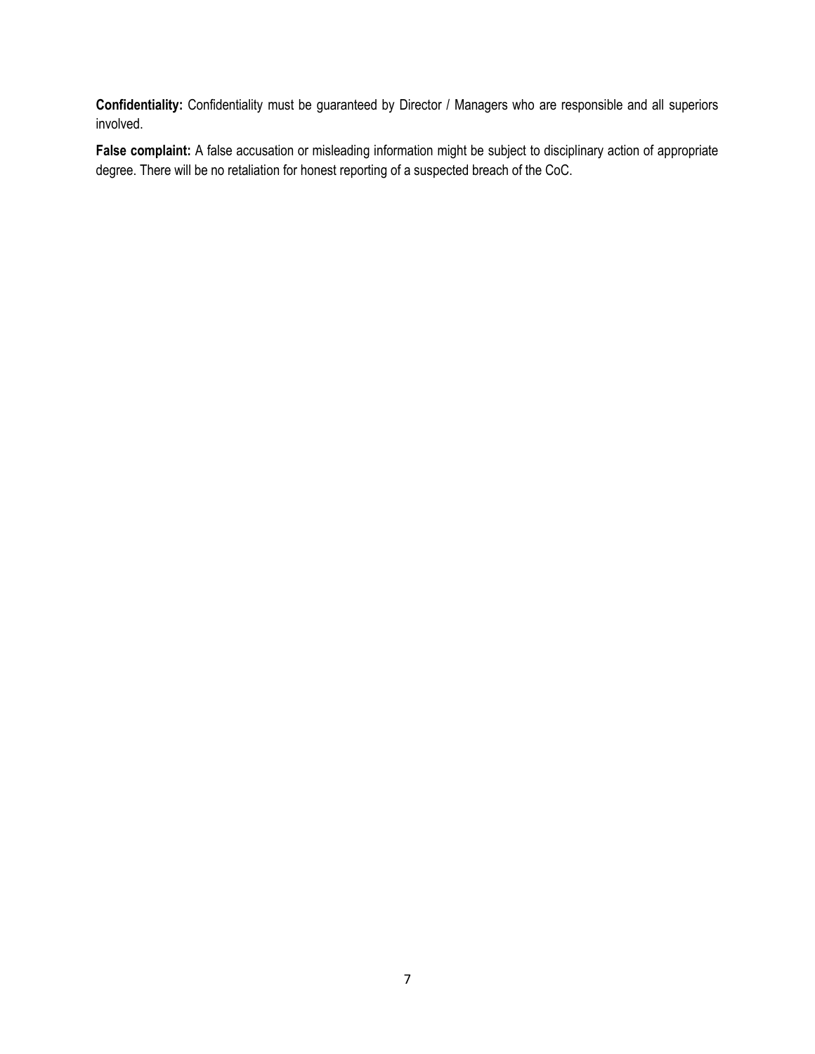**Confidentiality:** Confidentiality must be guaranteed by Director / Managers who are responsible and all superiors involved.

**False complaint:** A false accusation or misleading information might be subject to disciplinary action of appropriate degree. There will be no retaliation for honest reporting of a suspected breach of the CoC.